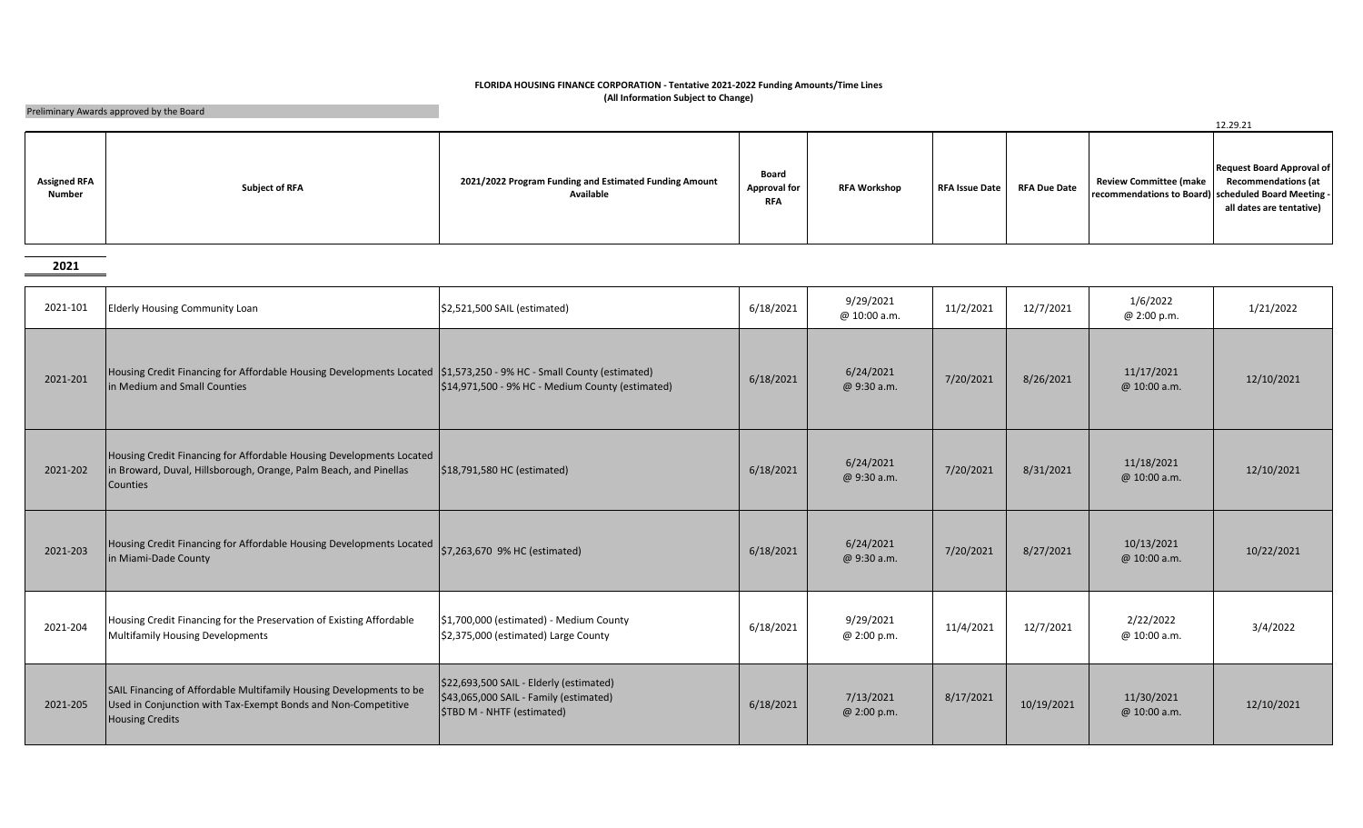**FLORIDA HOUSING FINANCE CORPORATION - Tentative 2021-2022 Funding Amounts/Time Lines**
**(All Information Subject to Change)**

Preliminary Awards approved by the Board

12.29.21

| Assigned RFA Number | Subject of RFA | 2021/2022 Program Funding and Estimated Funding Amount Available | Board Approval for RFA | RFA Workshop | RFA Issue Date | RFA Due Date | Review Committee (make recommendations to Board) | Request Board Approval of Recommendations (at scheduled Board Meeting - all dates are tentative) |
|---|---|---|---|---|---|---|---|---|
| **2021** | | | | | | | | |
| 2021-101 | Elderly Housing Community Loan | $2,521,500 SAIL (estimated) | 6/18/2021 | 9/29/2021 @ 10:00 a.m. | 11/2/2021 | 12/7/2021 | 1/6/2022 @ 2:00 p.m. | 1/21/2022 |
| 2021-201 | Housing Credit Financing for Affordable Housing Developments Located in Medium and Small Counties | $1,573,250 - 9% HC - Small County (estimated)<br>$14,971,500 - 9% HC - Medium County (estimated) | 6/18/2021 | 6/24/2021 @ 9:30 a.m. | 7/20/2021 | 8/26/2021 | 11/17/2021 @ 10:00 a.m. | 12/10/2021 |
| 2021-202 | Housing Credit Financing for Affordable Housing Developments Located in Broward, Duval, Hillsborough, Orange, Palm Beach, and Pinellas Counties | $18,791,580 HC (estimated) | 6/18/2021 | 6/24/2021 @ 9:30 a.m. | 7/20/2021 | 8/31/2021 | 11/18/2021 @ 10:00 a.m. | 12/10/2021 |
| 2021-203 | Housing Credit Financing for Affordable Housing Developments Located in Miami-Dade County | $7,263,670 9% HC (estimated) | 6/18/2021 | 6/24/2021 @ 9:30 a.m. | 7/20/2021 | 8/27/2021 | 10/13/2021 @ 10:00 a.m. | 10/22/2021 |
| 2021-204 | Housing Credit Financing for the Preservation of Existing Affordable Multifamily Housing Developments | $1,700,000 (estimated) - Medium County<br>$2,375,000 (estimated) Large County | 6/18/2021 | 9/29/2021 @ 2:00 p.m. | 11/4/2021 | 12/7/2021 | 2/22/2022 @ 10:00 a.m. | 3/4/2022 |
| 2021-205 | SAIL Financing of Affordable Multifamily Housing Developments to be Used in Conjunction with Tax-Exempt Bonds and Non-Competitive Housing Credits | $22,693,500 SAIL - Elderly (estimated)<br>$43,065,000 SAIL - Family (estimated)<br>$TBD M - NHTF (estimated) | 6/18/2021 | 7/13/2021 @ 2:00 p.m. | 8/17/2021 | 10/19/2021 | 11/30/2021 @ 10:00 a.m. | 12/10/2021 |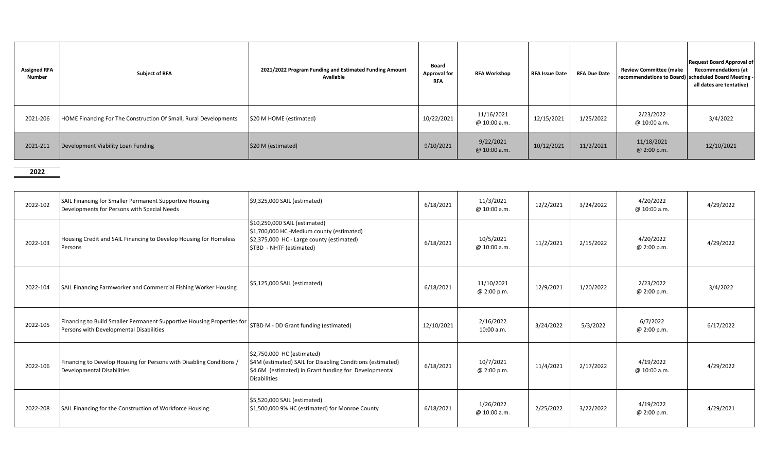| Assigned RFA Number | Subject of RFA | 2021/2022 Program Funding and Estimated Funding Amount Available | Board Approval for RFA | RFA Workshop | RFA Issue Date | RFA Due Date | Review Committee (make recommendations to Board) | Request Board Approval of Recommendations (at scheduled Board Meeting - all dates are tentative) |
|---|---|---|---|---|---|---|---|---|
| 2021-206 | HOME Financing For The Construction Of Small, Rural Developments | $20 M HOME (estimated) | 10/22/2021 | 11/16/2021 @ 10:00 a.m. | 12/15/2021 | 1/25/2022 | 2/23/2022 @ 10:00 a.m. | 3/4/2022 |
| 2021-211 | Development Viability Loan Funding | $20 M (estimated) | 9/10/2021 | 9/22/2021 @ 10:00 a.m. | 10/12/2021 | 11/2/2021 | 11/18/2021 @ 2:00 p.m. | 12/10/2021 |

**2022**

| Assigned RFA Number | Subject of RFA | 2021/2022 Program Funding and Estimated Funding Amount Available | Board Approval for RFA | RFA Workshop | RFA Issue Date | RFA Due Date | Review Committee (make recommendations to Board) | Request Board Approval of Recommendations (at scheduled Board Meeting - all dates are tentative) |
|---|---|---|---|---|---|---|---|---|
| 2022-102 | SAIL Financing for Smaller Permanent Supportive Housing Developments for Persons with Special Needs | $9,325,000 SAIL (estimated) | 6/18/2021 | 11/3/2021 @ 10:00 a.m. | 12/2/2021 | 3/24/2022 | 4/20/2022 @ 10:00 a.m. | 4/29/2022 |
| 2022-103 | Housing Credit and SAIL Financing to Develop Housing for Homeless Persons | $10,250,000 SAIL (estimated)<br>$1,700,000 HC -Medium county (estimated)<br>$2,375,000 HC - Large county (estimated)<br>$TBD - NHTF (estimated) | 6/18/2021 | 10/5/2021 @ 10:00 a.m. | 11/2/2021 | 2/15/2022 | 4/20/2022 @ 2:00 p.m. | 4/29/2022 |
| 2022-104 | SAIL Financing Farmworker and Commercial Fishing Worker Housing | $5,125,000 SAIL (estimated) | 6/18/2021 | 11/10/2021 @ 2:00 p.m. | 12/9/2021 | 1/20/2022 | 2/23/2022 @ 2:00 p.m. | 3/4/2022 |
| 2022-105 | Financing to Build Smaller Permanent Supportive Housing Properties for Persons with Developmental Disabilities | $TBD M - DD Grant funding (estimated) | 12/10/2021 | 2/16/2022 10:00 a.m. | 3/24/2022 | 5/3/2022 | 6/7/2022 @ 2:00 p.m. | 6/17/2022 |
| 2022-106 | Financing to Develop Housing for Persons with Disabling Conditions / Developmental Disabilities | $2,750,000 HC (estimated)<br>$4M (estimated) SAIL for Disabling Conditions (estimated)<br>$4.6M (estimated) in Grant funding for Developmental Disabilities | 6/18/2021 | 10/7/2021 @ 2:00 p.m. | 11/4/2021 | 2/17/2022 | 4/19/2022 @ 10:00 a.m. | 4/29/2022 |
| 2022-208 | SAIL Financing for the Construction of Workforce Housing | $5,520,000 SAIL (estimated)<br>$1,500,000 9% HC (estimated) for Monroe County | 6/18/2021 | 1/26/2022 @ 10:00 a.m. | 2/25/2022 | 3/22/2022 | 4/19/2022 @ 2:00 p.m. | 4/29/2021 |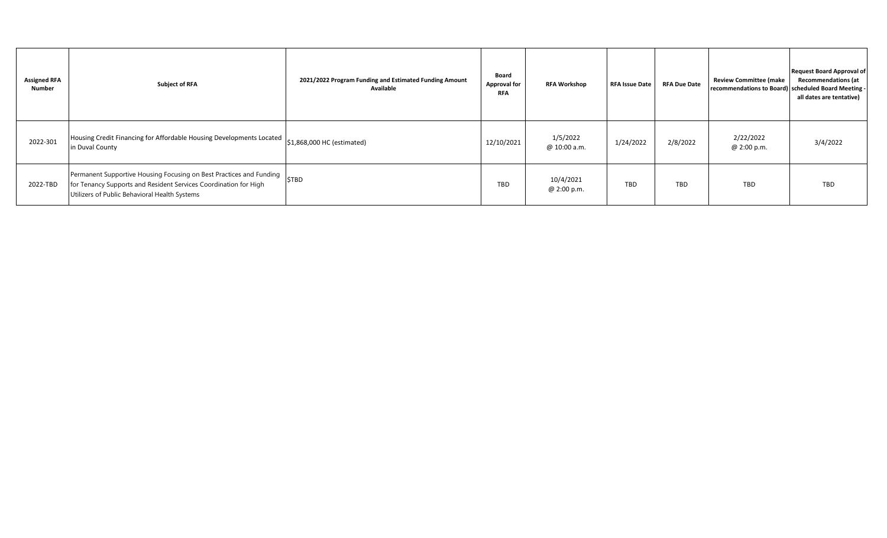| Assigned RFA Number | Subject of RFA | 2021/2022 Program Funding and Estimated Funding Amount Available | Board Approval for RFA | RFA Workshop | RFA Issue Date | RFA Due Date | Review Committee (make recommendations to Board) | Request Board Approval of Recommendations (at scheduled Board Meeting - all dates are tentative) |
|---|---|---|---|---|---|---|---|---|
| 2022-301 | Housing Credit Financing for Affordable Housing Developments Located in Duval County | $1,868,000 HC (estimated) | 12/10/2021 | 1/5/2022 @ 10:00 a.m. | 1/24/2022 | 2/8/2022 | 2/22/2022 @ 2:00 p.m. | 3/4/2022 |
| 2022-TBD | Permanent Supportive Housing Focusing on Best Practices and Funding for Tenancy Supports and Resident Services Coordination for High Utilizers of Public Behavioral Health Systems | $TBD | TBD | 10/4/2021 @ 2:00 p.m. | TBD | TBD | TBD | TBD |